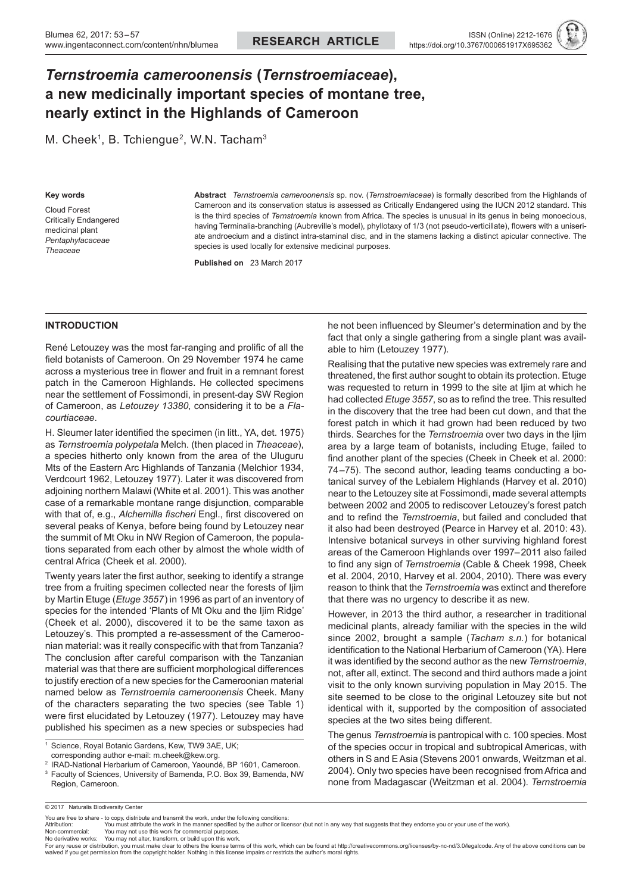# *Ternstroemia cameroonensis* (*Ternstroemiaceae*), a new medicinally important species of montane tree, nearly extinct in the Highlands of Cameroon

M. Cheek[1], B. Tchiengue[2], W.N. Tacham[3]

**Key words**

Cloud Forest
Critically Endangered
medicinal plant
*Pentaphylacaceae*
*Theaceae*

**Abstract** *Ternstroemia cameroonensis* sp. nov. (*Ternstroemiaceae*) is formally described from the Highlands of Cameroon and its conservation status is assessed as Critically Endangered using the IUCN 2012 standard. This is the third species of *Ternstroemia* known from Africa. The species is unusual in its genus in being monoecious, having Terminalia-branching (Aubreville's model), phyllotaxy of 1/3 (not pseudo-verticillate), flowers with a uniseriate androecium and a distinct intra-staminal disc, and in the stamens lacking a distinct apicular connective. The species is used locally for extensive medicinal purposes.

**Published on** 23 March 2017

## INTRODUCTION

René Letouzey was the most far-ranging and prolific of all the field botanists of Cameroon. On 29 November 1974 he came across a mysterious tree in flower and fruit in a remnant forest patch in the Cameroon Highlands. He collected specimens near the settlement of Fossimondi, in present-day SW Region of Cameroon, as *Letouzey 13380*, considering it to be a *Flacourtiaceae*.

H. Sleumer later identified the specimen (in litt., YA, det. 1975) as *Ternstroemia polypetala* Melch. (then placed in *Theaceae*), a species hitherto only known from the area of the Uluguru Mts of the Eastern Arc Highlands of Tanzania (Melchior 1934, Verdcourt 1962, Letouzey 1977). Later it was discovered from adjoining northern Malawi (White et al. 2001). This was another case of a remarkable montane range disjunction, comparable with that of, e.g., *Alchemilla fischeri* Engl., first discovered on several peaks of Kenya, before being found by Letouzey near the summit of Mt Oku in NW Region of Cameroon, the populations separated from each other by almost the whole width of central Africa (Cheek et al. 2000).

Twenty years later the first author, seeking to identify a strange tree from a fruiting specimen collected near the forests of Ijim by Martin Etuge (*Etuge 3557*) in 1996 as part of an inventory of species for the intended 'Plants of Mt Oku and the Ijim Ridge' (Cheek et al. 2000), discovered it to be the same taxon as Letouzey's. This prompted a re-assessment of the Cameroonian material: was it really conspecific with that from Tanzania? The conclusion after careful comparison with the Tanzanian material was that there are sufficient morphological differences to justify erection of a new species for the Cameroonian material named below as *Ternstroemia cameroonensis* Cheek. Many of the characters separating the two species (see Table 1) were first elucidated by Letouzey (1977). Letouzey may have published his specimen as a new species or subspecies had he not been influenced by Sleumer's determination and by the fact that only a single gathering from a single plant was available to him (Letouzey 1977).

Realising that the putative new species was extremely rare and threatened, the first author sought to obtain its protection. Etuge was requested to return in 1999 to the site at Ijim at which he had collected *Etuge 3557*, so as to refind the tree. This resulted in the discovery that the tree had been cut down, and that the forest patch in which it had grown had been reduced by two thirds. Searches for the *Ternstroemia* over two days in the Ijim area by a large team of botanists, including Etuge, failed to find another plant of the species (Cheek in Cheek et al. 2000: 74–75). The second author, leading teams conducting a botanical survey of the Lebialem Highlands (Harvey et al. 2010) near to the Letouzey site at Fossimondi, made several attempts between 2002 and 2005 to rediscover Letouzey's forest patch and to refind the *Ternstroemia*, but failed and concluded that it also had been destroyed (Pearce in Harvey et al. 2010: 43). Intensive botanical surveys in other surviving highland forest areas of the Cameroon Highlands over 1997–2011 also failed to find any sign of *Ternstroemia* (Cable & Cheek 1998, Cheek et al. 2004, 2010, Harvey et al. 2004, 2010). There was every reason to think that the *Ternstroemia* was extinct and therefore that there was no urgency to describe it as new.

However, in 2013 the third author, a researcher in traditional medicinal plants, already familiar with the species in the wild since 2002, brought a sample (*Tacham s.n.*) for botanical identification to the National Herbarium of Cameroon (YA). Here it was identified by the second author as the new *Ternstroemia*, not, after all, extinct. The second and third authors made a joint visit to the only known surviving population in May 2015. The site seemed to be close to the original Letouzey site but not identical with it, supported by the composition of associated species at the two sites being different.

The genus *Ternstroemia* is pantropical with c. 100 species. Most of the species occur in tropical and subtropical Americas, with others in S and E Asia (Stevens 2001 onwards, Weitzman et al. 2004). Only two species have been recognised from Africa and none from Madagascar (Weitzman et al. 2004). *Ternstroemia*

[1] Science, Royal Botanic Gardens, Kew, TW9 3AE, UK; corresponding author e-mail: m.cheek@kew.org.
[2] IRAD-National Herbarium of Cameroon, Yaoundé, BP 1601, Cameroon.
[3] Faculty of Sciences, University of Bamenda, P.O. Box 39, Bamenda, NW Region, Cameroon.

© 2017 Naturalis Biodiversity Center

You are free to share - to copy, distribute and transmit the work, under the following conditions:
Attribution: You must attribute the work in the manner specified by the author or licensor (but not in any way that suggests that they endorse you or your use of the work).
Non-commercial: You may not use this work for commercial purposes.
No derivative works: You may not alter, transform, or build upon this work.
For any reuse or distribution, you must make clear to others the license terms of this work, which can be found at http://creativecommons.org/licenses/by-nc-nd/3.0/legalcode. Any of the above conditions can be waived if you get permission from the copyright holder. Nothing in this license impairs or restricts the author's moral rights.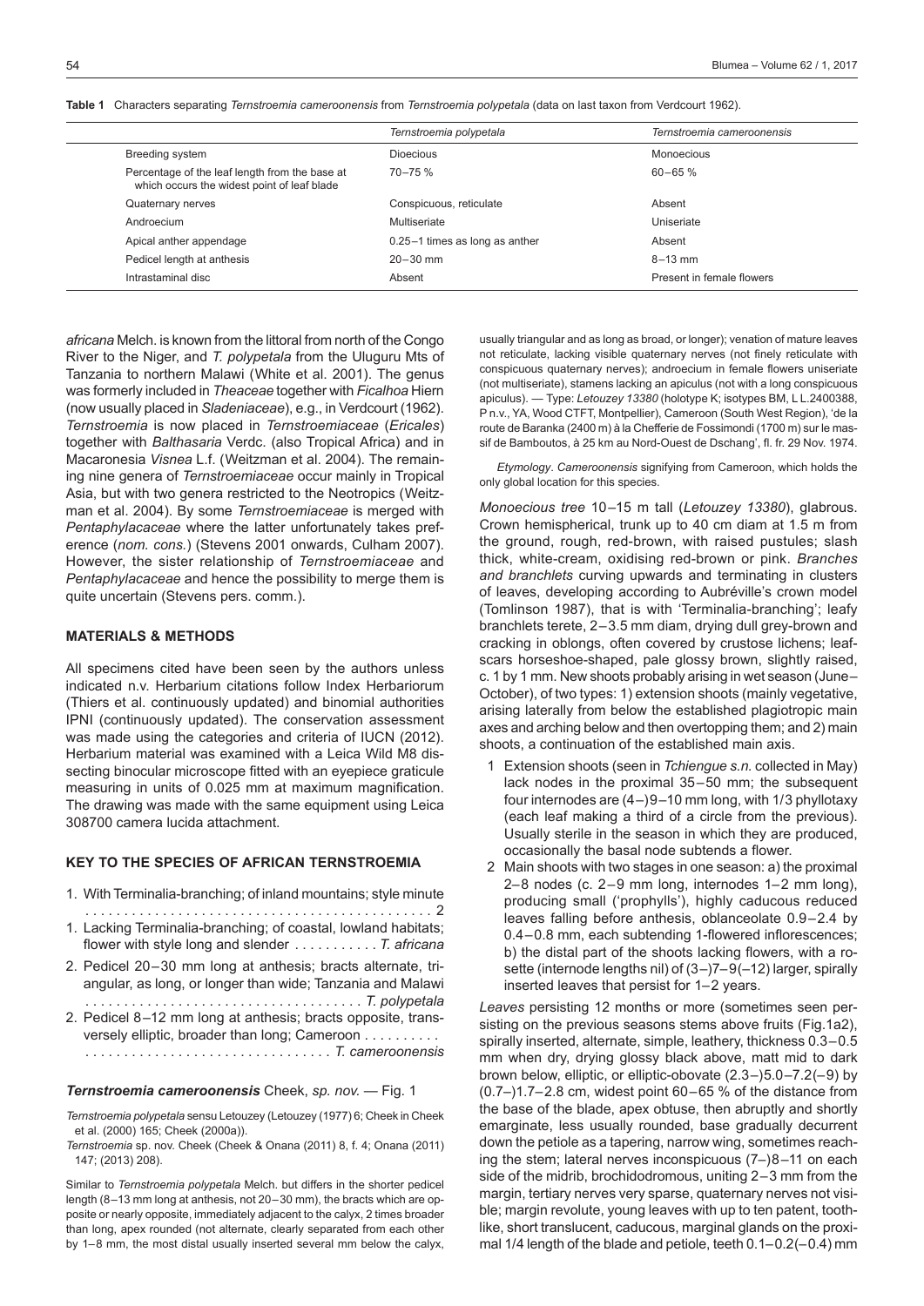**Table 1** Characters separating *Ternstroemia cameroonensis* from *Ternstroemia polypetala* (data on last taxon from Verdcourt 1962).

| | *Ternstroemia polypetala* | *Ternstroemia cameroonensis* |
|---|---|---|
| Breeding system | Dioecious | Monoecious |
| Percentage of the leaf length from the base at which occurs the widest point of leaf blade | 70–75 % | 60–65 % |
| Quaternary nerves | Conspicuous, reticulate | Absent |
| Androecium | Multiseriate | Uniseriate |
| Apical anther appendage | 0.25–1 times as long as anther | Absent |
| Pedicel length at anthesis | 20–30 mm | 8–13 mm |
| Intrastaminal disc | Absent | Present in female flowers |

*africana* Melch. is known from the littoral from north of the Congo River to the Niger, and *T. polypetala* from the Uluguru Mts of Tanzania to northern Malawi (White et al. 2001). The genus was formerly included in *Theaceae* together with *Ficalhoa* Hiern (now usually placed in *Sladeniaceae*), e.g., in Verdcourt (1962). *Ternstroemia* is now placed in *Ternstroemiaceae* (*Ericales*) together with *Balthasaria* Verdc. (also Tropical Africa) and in Macaronesia *Visnea* L.f. (Weitzman et al. 2004). The remaining nine genera of *Ternstroemiaceae* occur mainly in Tropical Asia, but with two genera restricted to the Neotropics (Weitzman et al. 2004). By some *Ternstroemiaceae* is merged with *Pentaphylacaceae* where the latter unfortunately takes preference (*nom. cons.*) (Stevens 2001 onwards, Culham 2007). However, the sister relationship of *Ternstroemiaceae* and *Pentaphylacaceae* and hence the possibility to merge them is quite uncertain (Stevens pers. comm.).

## MATERIALS & METHODS

All specimens cited have been seen by the authors unless indicated n.v. Herbarium citations follow Index Herbariorum (Thiers et al. continuously updated) and binomial authorities IPNI (continuously updated). The conservation assessment was made using the categories and criteria of IUCN (2012). Herbarium material was examined with a Leica Wild M8 dissecting binocular microscope fitted with an eyepiece graticule measuring in units of 0.025 mm at maximum magnification. The drawing was made with the same equipment using Leica 308700 camera lucida attachment.

## KEY TO THE SPECIES OF AFRICAN TERNSTROEMIA

1. With Terminalia-branching; of inland mountains; style minute . . . . . . . . . . . . . . . . . . . . . . . . . . . . . . . . . . . . . . . . . . . . . . 2
1. Lacking Terminalia-branching; of coastal, lowland habitats; flower with style long and slender . . . . . . . . . . . *T. africana*
2. Pedicel 20–30 mm long at anthesis; bracts alternate, triangular, as long, or longer than wide; Tanzania and Malawi . . . . . . . . . . . . . . . . . . . . . . . . . . . . . . . . . . . . *T. polypetala*
2. Pedicel 8–12 mm long at anthesis; bracts opposite, transversely elliptic, broader than long; Cameroon . . . . . . . . . . . . . . . . . . . . . . . . . . . . . . . . . . . . . . . . . . . *T. cameroonensis*

### *Ternstroemia cameroonensis* Cheek, *sp. nov.* — Fig. 1

*Ternstroemia polypetala* sensu Letouzey (Letouzey (1977) 6; Cheek in Cheek et al. (2000) 165; Cheek (2000a)).

*Ternstroemia* sp. nov. Cheek (Cheek & Onana (2011) 8, f. 4; Onana (2011) 147; (2013) 208).

Similar to *Ternstroemia polypetala* Melch. but differs in the shorter pedicel length (8–13 mm long at anthesis, not 20–30 mm), the bracts which are opposite or nearly opposite, immediately adjacent to the calyx, 2 times broader than long, apex rounded (not alternate, clearly separated from each other by 1–8 mm, the most distal usually inserted several mm below the calyx, usually triangular and as long as broad, or longer); venation of mature leaves not reticulate, lacking visible quaternary nerves (not finely reticulate with conspicuous quaternary nerves); androecium in female flowers uniseriate (not multiseriate), stamens lacking an apiculus (not with a long conspicuous apiculus). — Type: *Letouzey 13380* (holotype K; isotypes BM, L L.2400388, P n.v., YA, Wood CTFT, Montpellier), Cameroon (South West Region), 'de la route de Baranka (2400 m) à la Chefferie de Fossimondi (1700 m) sur le massif de Bamboutos, à 25 km au Nord-Ouest de Dschang', fl. fr. 29 Nov. 1974.

*Etymology*. *Cameroonensis* signifying from Cameroon, which holds the only global location for this species.

*Monoecious tree* 10–15 m tall (*Letouzey 13380*), glabrous. Crown hemispherical, trunk up to 40 cm diam at 1.5 m from the ground, rough, red-brown, with raised pustules; slash thick, white-cream, oxidising red-brown or pink. *Branches and branchlets* curving upwards and terminating in clusters of leaves, developing according to Aubréville's crown model (Tomlinson 1987), that is with 'Terminalia-branching'; leafy branchlets terete, 2–3.5 mm diam, drying dull grey-brown and cracking in oblongs, often covered by crustose lichens; leaf-scars horseshoe-shaped, pale glossy brown, slightly raised, c. 1 by 1 mm. New shoots probably arising in wet season (June–October), of two types: 1) extension shoots (mainly vegetative, arising laterally from below the established plagiotropic main axes and arching below and then overtopping them; and 2) main shoots, a continuation of the established main axis.

1. Extension shoots (seen in *Tchiengue s.n.* collected in May) lack nodes in the proximal 35–50 mm; the subsequent four internodes are (4–)9–10 mm long, with 1/3 phyllotaxy (each leaf making a third of a circle from the previous). Usually sterile in the season in which they are produced, occasionally the basal node subtends a flower.
2. Main shoots with two stages in one season: a) the proximal 2–8 nodes (c. 2–9 mm long, internodes 1–2 mm long), producing small ('prophylls'), highly caducous reduced leaves falling before anthesis, oblanceolate 0.9–2.4 by 0.4–0.8 mm, each subtending 1-flowered inflorescences; b) the distal part of the shoots lacking flowers, with a rosette (internode lengths nil) of (3–)7–9(–12) larger, spirally inserted leaves that persist for 1–2 years.

*Leaves* persisting 12 months or more (sometimes seen persisting on the previous seasons stems above fruits (Fig.1a2), spirally inserted, alternate, simple, leathery, thickness 0.3–0.5 mm when dry, drying glossy black above, matt mid to dark brown below, elliptic, or elliptic-obovate (2.3–)5.0–7.2(–9) by (0.7–)1.7–2.8 cm, widest point 60–65 % of the distance from the base of the blade, apex obtuse, then abruptly and shortly emarginate, less usually rounded, base gradually decurrent down the petiole as a tapering, narrow wing, sometimes reaching the stem; lateral nerves inconspicuous (7–)8–11 on each side of the midrib, brochidodromous, uniting 2–3 mm from the margin, tertiary nerves very sparse, quaternary nerves not visible; margin revolute, young leaves with up to ten patent, tooth-like, short translucent, caducous, marginal glands on the proximal 1/4 length of the blade and petiole, teeth 0.1–0.2(–0.4) mm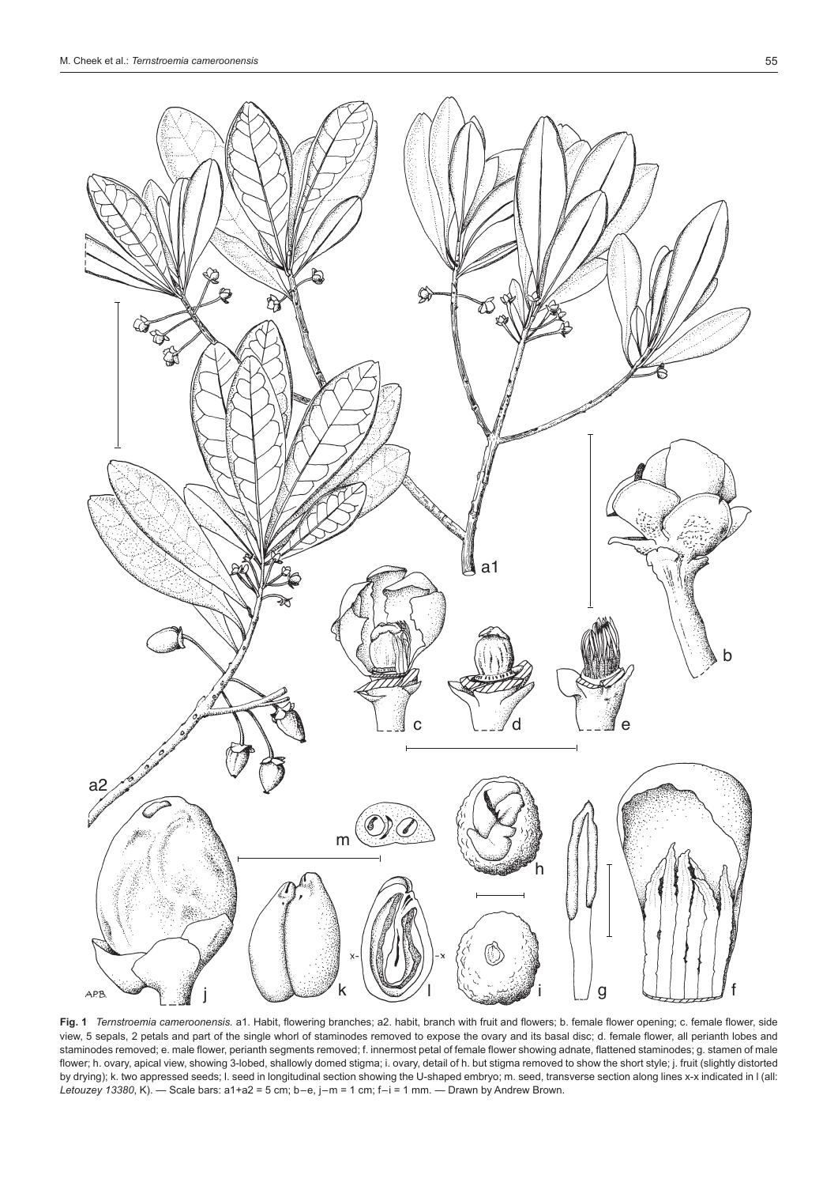**Fig. 1** *Ternstroemia cameroonensis.* a1. Habit, flowering branches; a2. habit, branch with fruit and flowers; b. female flower opening; c. female flower, side view, 5 sepals, 2 petals and part of the single whorl of staminodes removed to expose the ovary and its basal disc; d. female flower, all perianth lobes and staminodes removed; e. male flower, perianth segments removed; f. innermost petal of female flower showing adnate, flattened staminodes; g. stamen of male flower; h. ovary, apical view, showing 3-lobed, shallowly domed stigma; i. ovary, detail of h. but stigma removed to show the short style; j. fruit (slightly distorted by drying); k. two appressed seeds; l. seed in longitudinal section showing the U-shaped embryo; m. seed, transverse section along lines x-x indicated in l (all: *Letouzey 13380*, K). — Scale bars: a1+a2 = 5 cm; b–e, j–m = 1 cm; f–i = 1 mm. — Drawn by Andrew Brown.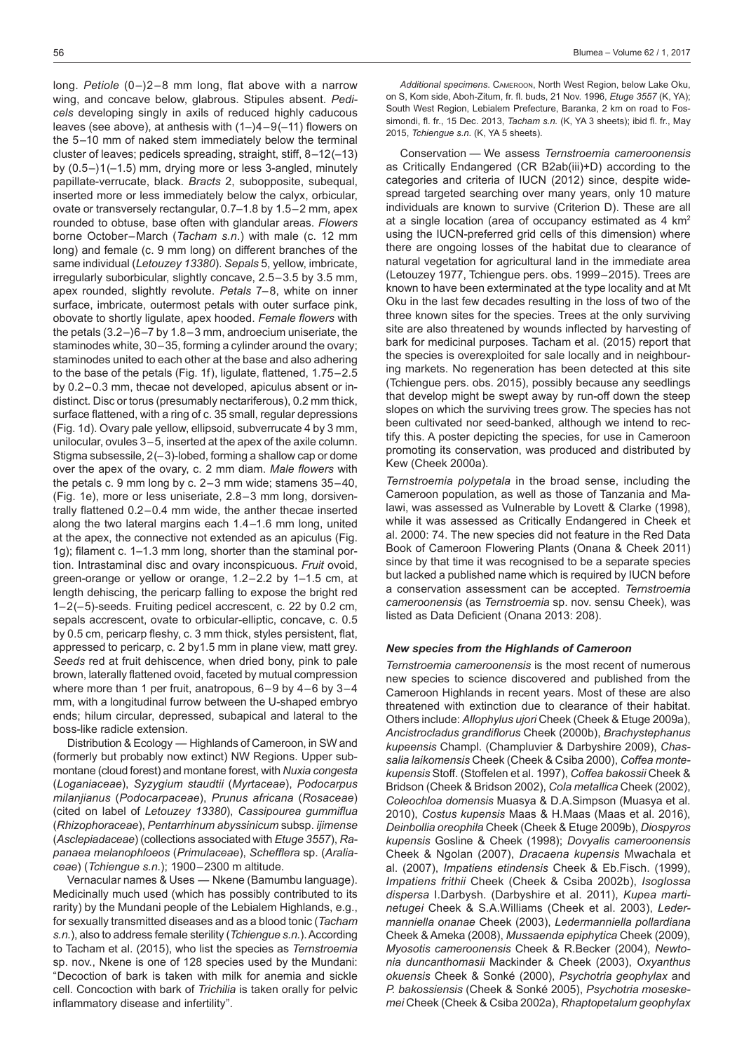long. *Petiole* (0–)2–8 mm long, flat above with a narrow wing, and concave below, glabrous. Stipules absent. *Pedicels* developing singly in axils of reduced highly caducous leaves (see above), at anthesis with (1–)4–9(–11) flowers on the 5–10 mm of naked stem immediately below the terminal cluster of leaves; pedicels spreading, straight, stiff, 8–12(–13) by (0.5–)1(–1.5) mm, drying more or less 3-angled, minutely papillate-verrucate, black. *Bracts* 2, subopposite, subequal, inserted more or less immediately below the calyx, orbicular, ovate or transversely rectangular, 0.7–1.8 by 1.5–2 mm, apex rounded to obtuse, base often with glandular areas. *Flowers* borne October–March (*Tacham s.n.*) with male (c. 12 mm long) and female (c. 9 mm long) on different branches of the same individual (*Letouzey 13380*). *Sepals* 5, yellow, imbricate, irregularly suborbicular, slightly concave, 2.5–3.5 by 3.5 mm, apex rounded, slightly revolute. *Petals* 7–8, white on inner surface, imbricate, outermost petals with outer surface pink, obovate to shortly ligulate, apex hooded. *Female flowers* with the petals (3.2–)6–7 by 1.8–3 mm, androecium uniseriate, the staminodes white, 30–35, forming a cylinder around the ovary; staminodes united to each other at the base and also adhering to the base of the petals (Fig. 1f), ligulate, flattened, 1.75–2.5 by 0.2–0.3 mm, thecae not developed, apiculus absent or indistinct. Disc or torus (presumably nectariferous), 0.2 mm thick, surface flattened, with a ring of c. 35 small, regular depressions (Fig. 1d). Ovary pale yellow, ellipsoid, subverrucate 4 by 3 mm, unilocular, ovules 3–5, inserted at the apex of the axile column. Stigma subsessile, 2(–3)-lobed, forming a shallow cap or dome over the apex of the ovary, c. 2 mm diam. *Male flowers* with the petals c. 9 mm long by c. 2–3 mm wide; stamens 35–40, (Fig. 1e), more or less uniseriate, 2.8–3 mm long, dorsiventrally flattened 0.2–0.4 mm wide, the anther thecae inserted along the two lateral margins each 1.4–1.6 mm long, united at the apex, the connective not extended as an apiculus (Fig. 1g); filament c. 1–1.3 mm long, shorter than the staminal portion. Intrastaminal disc and ovary inconspicuous. *Fruit* ovoid, green-orange or yellow or orange, 1.2–2.2 by 1–1.5 cm, at length dehiscing, the pericarp falling to expose the bright red 1–2(–5)-seeds. Fruiting pedicel accrescent, c. 22 by 0.2 cm, sepals accrescent, ovate to orbicular-elliptic, concave, c. 0.5 by 0.5 cm, pericarp fleshy, c. 3 mm thick, styles persistent, flat, appressed to pericarp, c. 2 by1.5 mm in plane view, matt grey. *Seeds* red at fruit dehiscence, when dried bony, pink to pale brown, laterally flattened ovoid, faceted by mutual compression where more than 1 per fruit, anatropous, 6–9 by 4–6 by 3–4 mm, with a longitudinal furrow between the U-shaped embryo ends; hilum circular, depressed, subapical and lateral to the boss-like radicle extension.

Distribution & Ecology — Highlands of Cameroon, in SW and (formerly but probably now extinct) NW Regions. Upper submontane (cloud forest) and montane forest, with *Nuxia congesta* (*Loganiaceae*), *Syzygium staudtii* (*Myrtaceae*), *Podocarpus milanjianus* (*Podocarpaceae*), *Prunus africana* (*Rosaceae*) (cited on label of *Letouzey 13380*), *Cassipourea gummiflua* (*Rhizophoraceae*), *Pentarrhinum abyssinicum* subsp. *ijimense* (*Asclepiadaceae*) (collections associated with *Etuge 3557*), *Rapanaea melanophloeos* (*Primulaceae*), *Schefflera* sp. (*Araliaceae*) (*Tchiengue s.n.*); 1900–2300 m altitude.

Vernacular names & Uses — Nkene (Bamumbu language). Medicinally much used (which has possibly contributed to its rarity) by the Mundani people of the Lebialem Highlands, e.g., for sexually transmitted diseases and as a blood tonic (*Tacham s.n.*), also to address female sterility (*Tchiengue s.n.*). According to Tacham et al. (2015), who list the species as *Ternstroemia* sp. nov., Nkene is one of 128 species used by the Mundani: "Decoction of bark is taken with milk for anemia and sickle cell. Concoction with bark of *Trichilia* is taken orally for pelvic inflammatory disease and infertility".

*Additional specimens*. Cameroon, North West Region, below Lake Oku, on S, Kom side, Aboh-Zitum, fr. fl. buds, 21 Nov. 1996, *Etuge 3557* (K, YA); South West Region, Lebialem Prefecture, Baranka, 2 km on road to Fossimondi, fl. fr., 15 Dec. 2013, *Tacham s.n.* (K, YA 3 sheets); ibid fl. fr., May 2015, *Tchiengue s.n.* (K, YA 5 sheets).

Conservation — We assess *Ternstroemia cameroonensis* as Critically Endangered (CR B2ab(iii)+D) according to the categories and criteria of IUCN (2012) since, despite widespread targeted searching over many years, only 10 mature individuals are known to survive (Criterion D). These are all at a single location (area of occupancy estimated as 4 km$^2$ using the IUCN-preferred grid cells of this dimension) where there are ongoing losses of the habitat due to clearance of natural vegetation for agricultural land in the immediate area (Letouzey 1977, Tchiengue pers. obs. 1999–2015). Trees are known to have been exterminated at the type locality and at Mt Oku in the last few decades resulting in the loss of two of the three known sites for the species. Trees at the only surviving site are also threatened by wounds inflected by harvesting of bark for medicinal purposes. Tacham et al. (2015) report that the species is overexploited for sale locally and in neighbouring markets. No regeneration has been detected at this site (Tchiengue pers. obs. 2015), possibly because any seedlings that develop might be swept away by run-off down the steep slopes on which the surviving trees grow. The species has not been cultivated nor seed-banked, although we intend to rectify this. A poster depicting the species, for use in Cameroon promoting its conservation, was produced and distributed by Kew (Cheek 2000a).

*Ternstroemia polypetala* in the broad sense, including the Cameroon population, as well as those of Tanzania and Malawi, was assessed as Vulnerable by Lovett & Clarke (1998), while it was assessed as Critically Endangered in Cheek et al. 2000: 74. The new species did not feature in the Red Data Book of Cameroon Flowering Plants (Onana & Cheek 2011) since by that time it was recognised to be a separate species but lacked a published name which is required by IUCN before a conservation assessment can be accepted. *Ternstroemia cameroonensis* (as *Ternstroemia* sp. nov. sensu Cheek), was listed as Data Deficient (Onana 2013: 208).

### *New species from the Highlands of Cameroon*

*Ternstroemia cameroonensis* is the most recent of numerous new species to science discovered and published from the Cameroon Highlands in recent years. Most of these are also threatened with extinction due to clearance of their habitat. Others include: *Allophylus ujori* Cheek (Cheek & Etuge 2009a), *Ancistrocladus grandiflorus* Cheek (2000b), *Brachystephanus kupeensis* Champl. (Champluvier & Darbyshire 2009), *Chassalia laikomensis* Cheek (Cheek & Csiba 2000), *Coffea montekupensis* Stoff. (Stoffelen et al. 1997), *Coffea bakossii* Cheek & Bridson (Cheek & Bridson 2002), *Cola metallica* Cheek (2002), *Coleochloa domensis* Muasya & D.A.Simpson (Muasya et al. 2010), *Costus kupensis* Maas & H.Maas (Maas et al. 2016), *Deinbollia oreophila* Cheek (Cheek & Etuge 2009b), *Diospyros kupensis* Gosline & Cheek (1998); *Dovyalis cameroonensis* Cheek & Ngolan (2007), *Dracaena kupensis* Mwachala et al. (2007), *Impatiens etindensis* Cheek & Eb.Fisch. (1999), *Impatiens frithii* Cheek (Cheek & Csiba 2002b), *Isoglossa dispersa* I.Darbysh. (Darbyshire et al. 2011), *Kupea martinetugei* Cheek & S.A.Williams (Cheek et al. 2003), *Ledermanniella onanae* Cheek (2003), *Ledermanniella pollardiana* Cheek & Ameka (2008), *Mussaenda epiphytica* Cheek (2009), *Myosotis cameroonensis* Cheek & R.Becker (2004), *Newtonia duncanthomasii* Mackinder & Cheek (2003), *Oxyanthus okuensis* Cheek & Sonké (2000), *Psychotria geophylax* and *P. bakossiensis* (Cheek & Sonké 2005), *Psychotria moseskemei* Cheek (Cheek & Csiba 2002a), *Rhaptopetalum geophylax*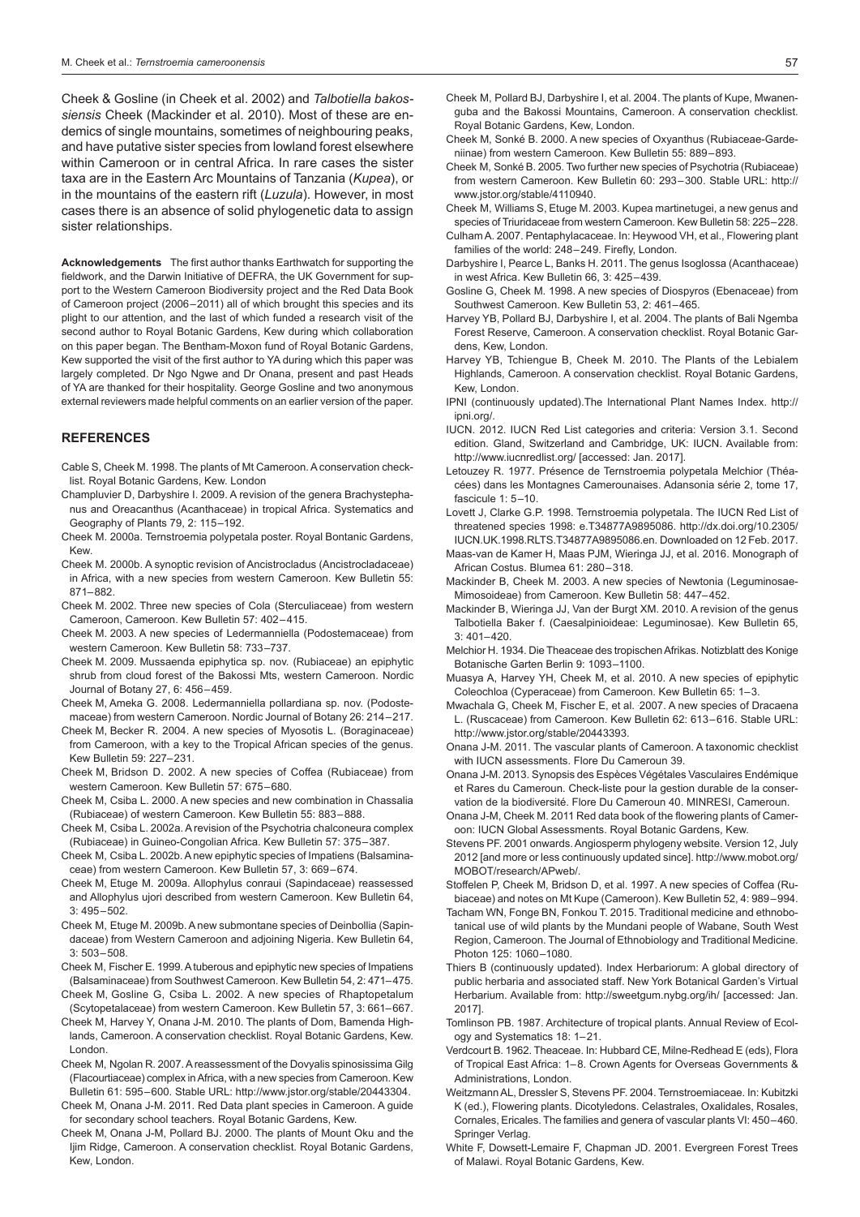Cheek & Gosline (in Cheek et al. 2002) and *Talbotiella bakossiensis* Cheek (Mackinder et al. 2010). Most of these are endemics of single mountains, sometimes of neighbouring peaks, and have putative sister species from lowland forest elsewhere within Cameroon or in central Africa. In rare cases the sister taxa are in the Eastern Arc Mountains of Tanzania (*Kupea*), or in the mountains of the eastern rift (*Luzula*). However, in most cases there is an absence of solid phylogenetic data to assign sister relationships.

**Acknowledgements** The first author thanks Earthwatch for supporting the fieldwork, and the Darwin Initiative of DEFRA, the UK Government for support to the Western Cameroon Biodiversity project and the Red Data Book of Cameroon project (2006–2011) all of which brought this species and its plight to our attention, and the last of which funded a research visit of the second author to Royal Botanic Gardens, Kew during which collaboration on this paper began. The Bentham-Moxon fund of Royal Botanic Gardens, Kew supported the visit of the first author to YA during which this paper was largely completed. Dr Ngo Ngwe and Dr Onana, present and past Heads of YA are thanked for their hospitality. George Gosline and two anonymous external reviewers made helpful comments on an earlier version of the paper.

## REFERENCES

Cable S, Cheek M. 1998. The plants of Mt Cameroon. A conservation checklist. Royal Botanic Gardens, Kew. London

Champluvier D, Darbyshire I. 2009. A revision of the genera Brachystephanus and Oreacanthus (Acanthaceae) in tropical Africa. Systematics and Geography of Plants 79, 2: 115–192.

Cheek M. 2000a. Ternstroemia polypetala poster. Royal Bontanic Gardens, Kew.

Cheek M. 2000b. A synoptic revision of Ancistrocladus (Ancistrocladaceae) in Africa, with a new species from western Cameroon. Kew Bulletin 55: 871–882.

Cheek M. 2002. Three new species of Cola (Sterculiaceae) from western Cameroon, Cameroon. Kew Bulletin 57: 402–415.

Cheek M. 2003. A new species of Ledermanniella (Podostemaceae) from western Cameroon. Kew Bulletin 58: 733–737.

Cheek M. 2009. Mussaenda epiphytica sp. nov. (Rubiaceae) an epiphytic shrub from cloud forest of the Bakossi Mts, western Cameroon. Nordic Journal of Botany 27, 6: 456–459.

Cheek M, Ameka G. 2008. Ledermanniella pollardiana sp. nov. (Podostemaceae) from western Cameroon. Nordic Journal of Botany 26: 214–217.

Cheek M, Becker R. 2004. A new species of Myosotis L. (Boraginaceae) from Cameroon, with a key to the Tropical African species of the genus. Kew Bulletin 59: 227–231.

Cheek M, Bridson D. 2002. A new species of Coffea (Rubiaceae) from western Cameroon. Kew Bulletin 57: 675–680.

Cheek M, Csiba L. 2000. A new species and new combination in Chassalia (Rubiaceae) of western Cameroon. Kew Bulletin 55: 883–888.

Cheek M, Csiba L. 2002a. A revision of the Psychotria chalconeura complex (Rubiaceae) in Guineo-Congolian Africa. Kew Bulletin 57: 375–387.

Cheek M, Csiba L. 2002b. A new epiphytic species of Impatiens (Balsaminaceae) from western Cameroon. Kew Bulletin 57, 3: 669–674.

Cheek M, Etuge M. 2009a. Allophylus conraui (Sapindaceae) reassessed and Allophylus ujori described from western Cameroon. Kew Bulletin 64, 3: 495–502.

Cheek M, Etuge M. 2009b. A new submontane species of Deinbollia (Sapindaceae) from Western Cameroon and adjoining Nigeria. Kew Bulletin 64, 3: 503–508.

Cheek M, Fischer E. 1999. A tuberous and epiphytic new species of Impatiens (Balsaminaceae) from Southwest Cameroon. Kew Bulletin 54, 2: 471–475.

Cheek M, Gosline G, Csiba L. 2002. A new species of Rhaptopetalum (Scytopetalaceae) from western Cameroon. Kew Bulletin 57, 3: 661–667.

Cheek M, Harvey Y, Onana J-M. 2010. The plants of Dom, Bamenda Highlands, Cameroon. A conservation checklist. Royal Botanic Gardens, Kew. London.

Cheek M, Ngolan R. 2007. A reassessment of the Dovyalis spinosissima Gilg (Flacourtiaceae) complex in Africa, with a new species from Cameroon. Kew Bulletin 61: 595–600. Stable URL: http://www.jstor.org/stable/20443304.

Cheek M, Onana J-M. 2011. Red Data plant species in Cameroon. A guide for secondary school teachers. Royal Botanic Gardens, Kew.

Cheek M, Onana J-M, Pollard BJ. 2000. The plants of Mount Oku and the Ijim Ridge, Cameroon. A conservation checklist. Royal Botanic Gardens, Kew, London.

Cheek M, Pollard BJ, Darbyshire I, et al. 2004. The plants of Kupe, Mwanenguba and the Bakossi Mountains, Cameroon. A conservation checklist. Royal Botanic Gardens, Kew, London.

Cheek M, Sonké B. 2000. A new species of Oxyanthus (Rubiaceae-Gardeniinae) from western Cameroon. Kew Bulletin 55: 889–893.

Cheek M, Sonké B. 2005. Two further new species of Psychotria (Rubiaceae) from western Cameroon. Kew Bulletin 60: 293–300. Stable URL: http://www.jstor.org/stable/4110940.

Cheek M, Williams S, Etuge M. 2003. Kupea martinetugei, a new genus and species of Triuridaceae from western Cameroon. Kew Bulletin 58: 225–228.

Culham A. 2007. Pentaphylacaceae. In: Heywood VH, et al., Flowering plant families of the world: 248–249. Firefly, London.

Darbyshire I, Pearce L, Banks H. 2011. The genus Isoglossa (Acanthaceae) in west Africa. Kew Bulletin 66, 3: 425–439.

Gosline G, Cheek M. 1998. A new species of Diospyros (Ebenaceae) from Southwest Cameroon. Kew Bulletin 53, 2: 461–465.

Harvey YB, Pollard BJ, Darbyshire I, et al. 2004. The plants of Bali Ngemba Forest Reserve, Cameroon. A conservation checklist. Royal Botanic Gardens, Kew, London.

Harvey YB, Tchiengue B, Cheek M. 2010. The Plants of the Lebialem Highlands, Cameroon. A conservation checklist. Royal Botanic Gardens, Kew, London.

IPNI (continuously updated).The International Plant Names Index. http://ipni.org/.

IUCN. 2012. IUCN Red List categories and criteria: Version 3.1. Second edition. Gland, Switzerland and Cambridge, UK: IUCN. Available from: http://www.iucnredlist.org/ [accessed: Jan. 2017].

Letouzey R. 1977. Présence de Ternstroemia polypetala Melchior (Théacées) dans les Montagnes Camerounaises. Adansonia série 2, tome 17, fascicule 1: 5–10.

Lovett J, Clarke G.P. 1998. Ternstroemia polypetala. The IUCN Red List of threatened species 1998: e.T34877A9895086. http://dx.doi.org/10.2305/IUCN.UK.1998.RLTS.T34877A9895086.en. Downloaded on 12 Feb. 2017.

Maas-van de Kamer H, Maas PJM, Wieringa JJ, et al. 2016. Monograph of African Costus. Blumea 61: 280–318.

Mackinder B, Cheek M. 2003. A new species of Newtonia (Leguminosae-Mimosoideae) from Cameroon. Kew Bulletin 58: 447–452.

Mackinder B, Wieringa JJ, Van der Burgt XM. 2010. A revision of the genus Talbotiella Baker f. (Caesalpinioideae: Leguminosae). Kew Bulletin 65, 3: 401–420.

Melchior H. 1934. Die Theaceae des tropischen Afrikas. Notizblatt des Konige Botanische Garten Berlin 9: 1093–1100.

Muasya A, Harvey YH, Cheek M, et al. 2010. A new species of epiphytic Coleochloa (Cyperaceae) from Cameroon. Kew Bulletin 65: 1–3.

Mwachala G, Cheek M, Fischer E, et al. 2007. A new species of Dracaena L. (Ruscaceae) from Cameroon. Kew Bulletin 62: 613–616. Stable URL: http://www.jstor.org/stable/20443393.

Onana J-M. 2011. The vascular plants of Cameroon. A taxonomic checklist with IUCN assessments. Flore Du Cameroun 39.

Onana J-M. 2013. Synopsis des Espèces Végétales Vasculaires Endémique et Rares du Cameroun. Check-liste pour la gestion durable de la conservation de la biodiversité. Flore Du Cameroun 40. MINRESI, Cameroun.

Onana J-M, Cheek M. 2011 Red data book of the flowering plants of Cameroon: IUCN Global Assessments. Royal Botanic Gardens, Kew.

Stevens PF. 2001 onwards. Angiosperm phylogeny website. Version 12, July 2012 [and more or less continuously updated since]. http://www.mobot.org/MOBOT/research/APweb/.

Stoffelen P, Cheek M, Bridson D, et al. 1997. A new species of Coffea (Rubiaceae) and notes on Mt Kupe (Cameroon). Kew Bulletin 52, 4: 989–994.

Tacham WN, Fonge BN, Fonkou T. 2015. Traditional medicine and ethnobotanical use of wild plants by the Mundani people of Wabane, South West Region, Cameroon. The Journal of Ethnobiology and Traditional Medicine. Photon 125: 1060–1080.

Thiers B (continuously updated). Index Herbariorum: A global directory of public herbaria and associated staff. New York Botanical Garden's Virtual Herbarium. Available from: http://sweetgum.nybg.org/ih/ [accessed: Jan. 2017].

Tomlinson PB. 1987. Architecture of tropical plants. Annual Review of Ecology and Systematics 18: 1–21.

Verdcourt B. 1962. Theaceae. In: Hubbard CE, Milne-Redhead E (eds), Flora of Tropical East Africa: 1–8. Crown Agents for Overseas Governments & Administrations, London.

Weitzmann AL, Dressler S, Stevens PF. 2004. Ternstroemiaceae. In: Kubitzki K (ed.), Flowering plants. Dicotyledons. Celastrales, Oxalidales, Rosales, Cornales, Ericales. The families and genera of vascular plants VI: 450–460. Springer Verlag.

White F, Dowsett-Lemaire F, Chapman JD. 2001. Evergreen Forest Trees of Malawi. Royal Botanic Gardens, Kew.